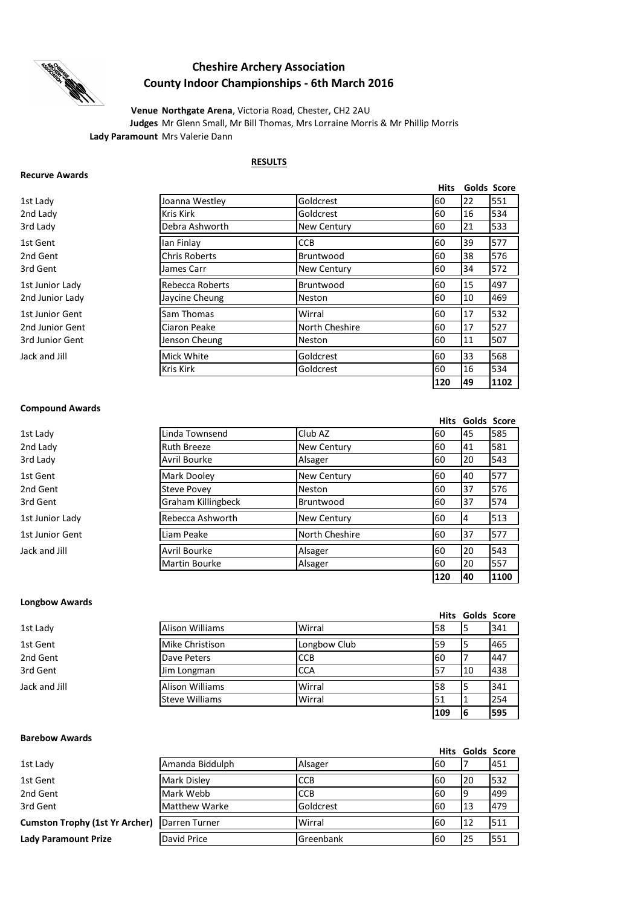# Cheshire Archery Association
## County Indoor Championships - 6th March 2016

**Venue** **Northgate Arena**, Victoria Road, Chester, CH2 2AU
**Judges** Mr Glenn Small, Mr Bill Thomas, Mrs Lorraine Morris & Mr Phillip Morris
**Lady Paramount** Mrs Valerie Dann

**RESULTS**

### Recurve Awards

| | | | Hits | Golds | Score |
|---|---|---|---|---|---|
| 1st Lady | Joanna Westley | Goldcrest | 60 | 22 | 551 |
| 2nd Lady | Kris Kirk | Goldcrest | 60 | 16 | 534 |
| 3rd Lady | Debra Ashworth | New Century | 60 | 21 | 533 |
| 1st Gent | Ian Finlay | CCB | 60 | 39 | 577 |
| 2nd Gent | Chris Roberts | Bruntwood | 60 | 38 | 576 |
| 3rd Gent | James Carr | New Century | 60 | 34 | 572 |
| 1st Junior Lady | Rebecca Roberts | Bruntwood | 60 | 15 | 497 |
| 2nd Junior Lady | Jaycine Cheung | Neston | 60 | 10 | 469 |
| 1st Junior Gent | Sam Thomas | Wirral | 60 | 17 | 532 |
| 2nd Junior Gent | Ciaron Peake | North Cheshire | 60 | 17 | 527 |
| 3rd Junior Gent | Jenson Cheung | Neston | 60 | 11 | 507 |
| Jack and Jill | Mick White | Goldcrest | 60 | 33 | 568 |
| | Kris Kirk | Goldcrest | 60 | 16 | 534 |
| | | | **120** | **49** | **1102** |

### Compound Awards

| | | | Hits | Golds | Score |
|---|---|---|---|---|---|
| 1st Lady | Linda Townsend | Club AZ | 60 | 45 | 585 |
| 2nd Lady | Ruth Breeze | New Century | 60 | 41 | 581 |
| 3rd Lady | Avril Bourke | Alsager | 60 | 20 | 543 |
| 1st Gent | Mark Dooley | New Century | 60 | 40 | 577 |
| 2nd Gent | Steve Povey | Neston | 60 | 37 | 576 |
| 3rd Gent | Graham Killingbeck | Bruntwood | 60 | 37 | 574 |
| 1st Junior Lady | Rebecca Ashworth | New Century | 60 | 4 | 513 |
| 1st Junior Gent | Liam Peake | North Cheshire | 60 | 37 | 577 |
| Jack and Jill | Avril Bourke | Alsager | 60 | 20 | 543 |
| | Martin Bourke | Alsager | 60 | 20 | 557 |
| | | | **120** | **40** | **1100** |

### Longbow Awards

| | | | Hits | Golds | Score |
|---|---|---|---|---|---|
| 1st Lady | Alison Williams | Wirral | 58 | 5 | 341 |
| 1st Gent | Mike Christison | Longbow Club | 59 | 5 | 465 |
| 2nd Gent | Dave Peters | CCB | 60 | 7 | 447 |
| 3rd Gent | Jim Longman | CCA | 57 | 10 | 438 |
| Jack and Jill | Alison Williams | Wirral | 58 | 5 | 341 |
| | Steve Williams | Wirral | 51 | 1 | 254 |
| | | | **109** | **6** | **595** |

### Barebow Awards

| | | | Hits | Golds | Score |
|---|---|---|---|---|---|
| 1st Lady | Amanda Biddulph | Alsager | 60 | 7 | 451 |
| 1st Gent | Mark Disley | CCB | 60 | 20 | 532 |
| 2nd Gent | Mark Webb | CCB | 60 | 9 | 499 |
| 3rd Gent | Matthew Warke | Goldcrest | 60 | 13 | 479 |
| **Cumston Trophy (1st Yr Archer)** | Darren Turner | Wirral | 60 | 12 | 511 |
| **Lady Paramount Prize** | David Price | Greenbank | 60 | 25 | 551 |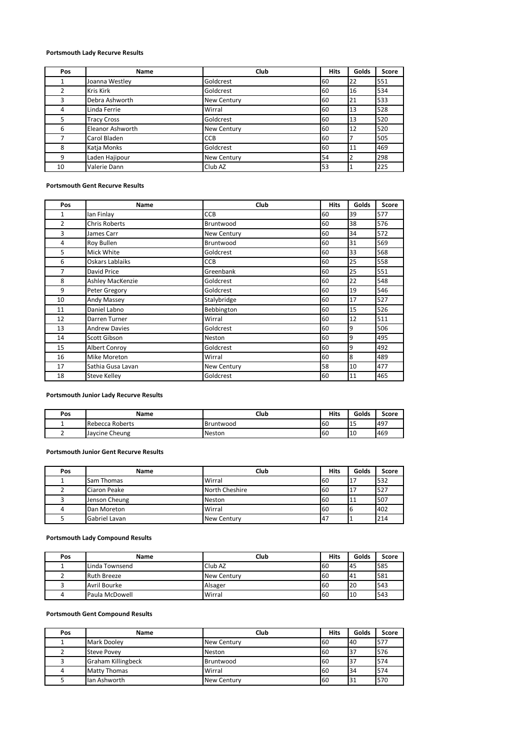**Portsmouth Lady Recurve Results**

| Pos | Name | Club | Hits | Golds | Score |
|---|---|---|---|---|---|
| 1 | Joanna Westley | Goldcrest | 60 | 22 | 551 |
| 2 | Kris Kirk | Goldcrest | 60 | 16 | 534 |
| 3 | Debra Ashworth | New Century | 60 | 21 | 533 |
| 4 | Linda Ferrie | Wirral | 60 | 13 | 528 |
| 5 | Tracy Cross | Goldcrest | 60 | 13 | 520 |
| 6 | Eleanor Ashworth | New Century | 60 | 12 | 520 |
| 7 | Carol Bladen | CCB | 60 | 7 | 505 |
| 8 | Katja Monks | Goldcrest | 60 | 11 | 469 |
| 9 | Laden Hajipour | New Century | 54 | 2 | 298 |
| 10 | Valerie Dann | Club AZ | 53 | 1 | 225 |

**Portsmouth Gent Recurve Results**

| Pos | Name | Club | Hits | Golds | Score |
|---|---|---|---|---|---|
| 1 | Ian Finlay | CCB | 60 | 39 | 577 |
| 2 | Chris Roberts | Bruntwood | 60 | 38 | 576 |
| 3 | James Carr | New Century | 60 | 34 | 572 |
| 4 | Roy Bullen | Bruntwood | 60 | 31 | 569 |
| 5 | Mick White | Goldcrest | 60 | 33 | 568 |
| 6 | Oskars Lablaiks | CCB | 60 | 25 | 558 |
| 7 | David Price | Greenbank | 60 | 25 | 551 |
| 8 | Ashley MacKenzie | Goldcrest | 60 | 22 | 548 |
| 9 | Peter Gregory | Goldcrest | 60 | 19 | 546 |
| 10 | Andy Massey | Stalybridge | 60 | 17 | 527 |
| 11 | Daniel Labno | Bebbington | 60 | 15 | 526 |
| 12 | Darren Turner | Wirral | 60 | 12 | 511 |
| 13 | Andrew Davies | Goldcrest | 60 | 9 | 506 |
| 14 | Scott Gibson | Neston | 60 | 9 | 495 |
| 15 | Albert Conroy | Goldcrest | 60 | 9 | 492 |
| 16 | Mike Moreton | Wirral | 60 | 8 | 489 |
| 17 | Sathia Gusa Lavan | New Century | 58 | 10 | 477 |
| 18 | Steve Kelley | Goldcrest | 60 | 11 | 465 |

**Portsmouth Junior Lady Recurve Results**

| Pos | Name | Club | Hits | Golds | Score |
|---|---|---|---|---|---|
| 1 | Rebecca Roberts | Bruntwood | 60 | 15 | 497 |
| 2 | Jaycine Cheung | Neston | 60 | 10 | 469 |

**Portsmouth Junior Gent Recurve Results**

| Pos | Name | Club | Hits | Golds | Score |
|---|---|---|---|---|---|
| 1 | Sam Thomas | Wirral | 60 | 17 | 532 |
| 2 | Ciaron Peake | North Cheshire | 60 | 17 | 527 |
| 3 | Jenson Cheung | Neston | 60 | 11 | 507 |
| 4 | Dan Moreton | Wirral | 60 | 6 | 402 |
| 5 | Gabriel Lavan | New Century | 47 | 1 | 214 |

**Portsmouth Lady Compound Results**

| Pos | Name | Club | Hits | Golds | Score |
|---|---|---|---|---|---|
| 1 | Linda Townsend | Club AZ | 60 | 45 | 585 |
| 2 | Ruth Breeze | New Century | 60 | 41 | 581 |
| 3 | Avril Bourke | Alsager | 60 | 20 | 543 |
| 4 | Paula McDowell | Wirral | 60 | 10 | 543 |

**Portsmouth Gent Compound Results**

| Pos | Name | Club | Hits | Golds | Score |
|---|---|---|---|---|---|
| 1 | Mark Dooley | New Century | 60 | 40 | 577 |
| 2 | Steve Povey | Neston | 60 | 37 | 576 |
| 3 | Graham Killingbeck | Bruntwood | 60 | 37 | 574 |
| 4 | Matty Thomas | Wirral | 60 | 34 | 574 |
| 5 | Ian Ashworth | New Century | 60 | 31 | 570 |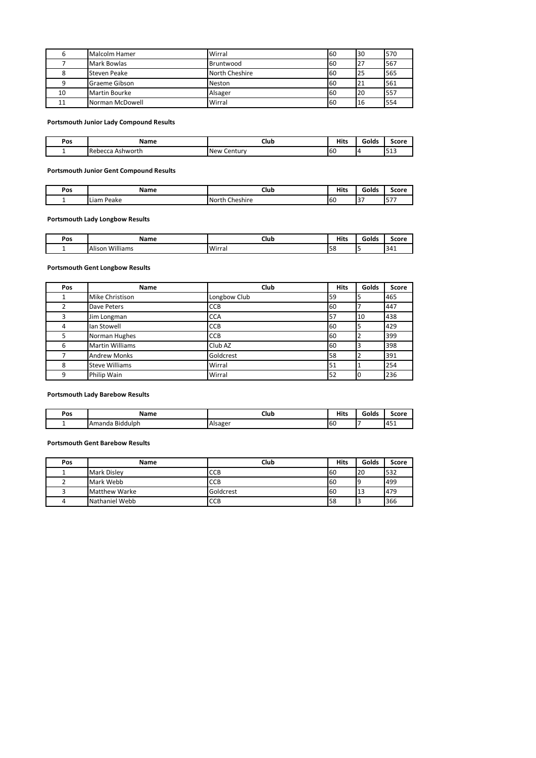| | | | | | |
|---|---|---|---|---|---|
| 6 | Malcolm Hamer | Wirral | 60 | 30 | 570 |
| 7 | Mark Bowlas | Bruntwood | 60 | 27 | 567 |
| 8 | Steven Peake | North Cheshire | 60 | 25 | 565 |
| 9 | Graeme Gibson | Neston | 60 | 21 | 561 |
| 10 | Martin Bourke | Alsager | 60 | 20 | 557 |
| 11 | Norman McDowell | Wirral | 60 | 16 | 554 |

**Portsmouth Junior Lady Compound Results**

| Pos | Name | Club | Hits | Golds | Score |
|---|---|---|---|---|---|
| 1 | Rebecca Ashworth | New Century | 60 | 4 | 513 |

**Portsmouth Junior Gent Compound Results**

| Pos | Name | Club | Hits | Golds | Score |
|---|---|---|---|---|---|
| 1 | Liam Peake | North Cheshire | 60 | 37 | 577 |

**Portsmouth Lady Longbow Results**

| Pos | Name | Club | Hits | Golds | Score |
|---|---|---|---|---|---|
| 1 | Alison Williams | Wirral | 58 | 5 | 341 |

**Portsmouth Gent Longbow Results**

| Pos | Name | Club | Hits | Golds | Score |
|---|---|---|---|---|---|
| 1 | Mike Christison | Longbow Club | 59 | 5 | 465 |
| 2 | Dave Peters | CCB | 60 | 7 | 447 |
| 3 | Jim Longman | CCA | 57 | 10 | 438 |
| 4 | Ian Stowell | CCB | 60 | 5 | 429 |
| 5 | Norman Hughes | CCB | 60 | 2 | 399 |
| 6 | Martin Williams | Club AZ | 60 | 3 | 398 |
| 7 | Andrew Monks | Goldcrest | 58 | 2 | 391 |
| 8 | Steve Williams | Wirral | 51 | 1 | 254 |
| 9 | Philip Wain | Wirral | 52 | 0 | 236 |

**Portsmouth Lady Barebow Results**

| Pos | Name | Club | Hits | Golds | Score |
|---|---|---|---|---|---|
| 1 | Amanda Biddulph | Alsager | 60 | 7 | 451 |

**Portsmouth Gent Barebow Results**

| Pos | Name | Club | Hits | Golds | Score |
|---|---|---|---|---|---|
| 1 | Mark Disley | CCB | 60 | 20 | 532 |
| 2 | Mark Webb | CCB | 60 | 9 | 499 |
| 3 | Matthew Warke | Goldcrest | 60 | 13 | 479 |
| 4 | Nathaniel Webb | CCB | 58 | 3 | 366 |